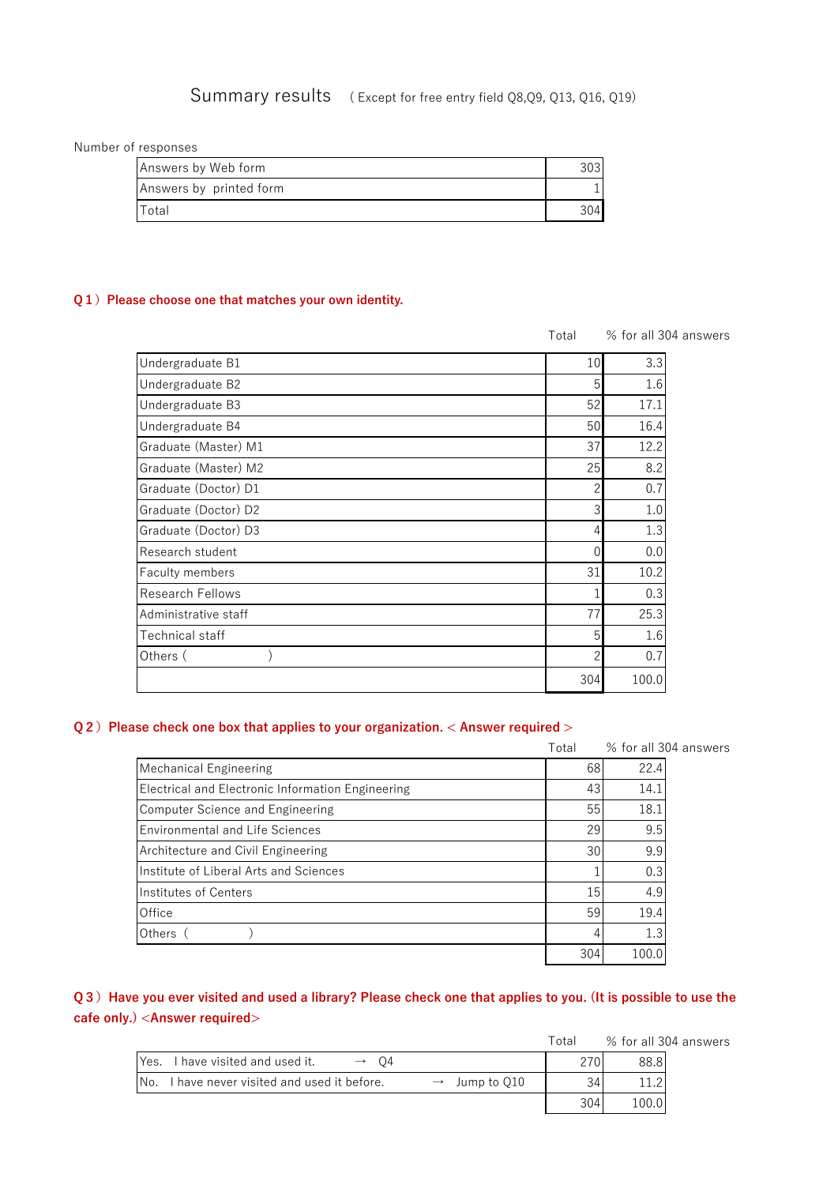# Summary results　( Except for free entry field Q8,Q9, Q13, Q16, Q19)

Number of responses

| | |
|---|---|
| Answers by Web form | 303 |
| Answers by printed form | 1 |
| Total | 304 |

**Q１）Please choose one that matches your own identity.**

| | Total | % for all 304 answers |
|---|---|---|
| Undergraduate B1 | 10 | 3.3 |
| Undergraduate B2 | 5 | 1.6 |
| Undergraduate B3 | 52 | 17.1 |
| Undergraduate B4 | 50 | 16.4 |
| Graduate (Master) M1 | 37 | 12.2 |
| Graduate (Master) M2 | 25 | 8.2 |
| Graduate (Doctor) D1 | 2 | 0.7 |
| Graduate (Doctor) D2 | 3 | 1.0 |
| Graduate (Doctor) D3 | 4 | 1.3 |
| Research student | 0 | 0.0 |
| Faculty members | 31 | 10.2 |
| Research Fellows | 1 | 0.3 |
| Administrative staff | 77 | 25.3 |
| Technical staff | 5 | 1.6 |
| Others (　　　　　) | 2 | 0.7 |
| | 304 | 100.0 |

**Q２）Please check one box that applies to your organization. < Answer required >**

| | Total | % for all 304 answers |
|---|---|---|
| Mechanical Engineering | 68 | 22.4 |
| Electrical and Electronic Information Engineering | 43 | 14.1 |
| Computer Science and Engineering | 55 | 18.1 |
| Environmental and Life Sciences | 29 | 9.5 |
| Architecture and Civil Engineering | 30 | 9.9 |
| Institute of Liberal Arts and Sciences | 1 | 0.3 |
| Institutes of Centers | 15 | 4.9 |
| Office | 59 | 19.4 |
| Others (　　　　) | 4 | 1.3 |
| | 304 | 100.0 |

**Q３）Have you ever visited and used a library? Please check one that applies to you. (It is possible to use the cafe only.) <Answer required>**

| | Total | % for all 304 answers |
|---|---|---|
| Yes.　I have visited and used it.　　→　Q4 | 270 | 88.8 |
| No.　I have never visited and used it before.　　→　Jump to Q10 | 34 | 11.2 |
| | 304 | 100.0 |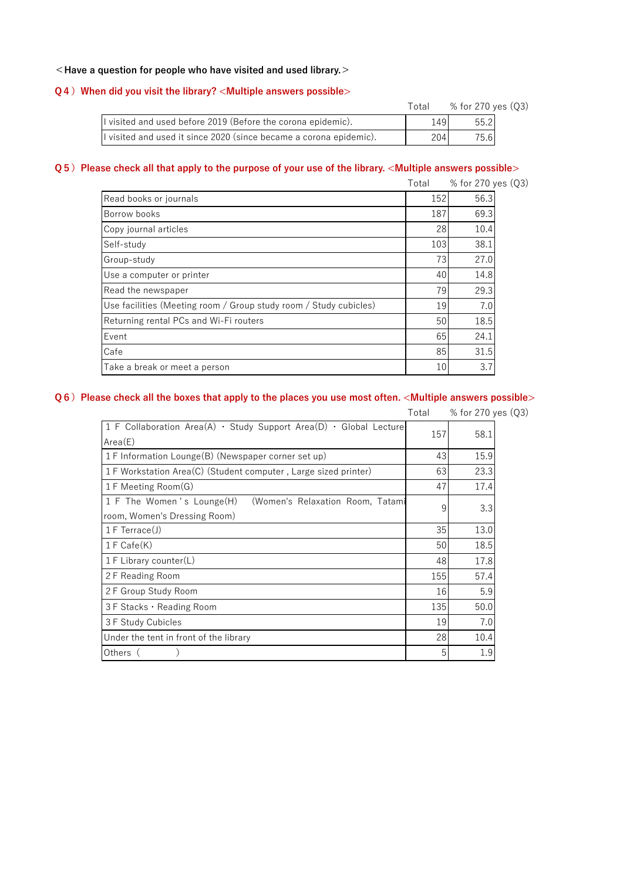<Have a question for people who have visited and used library.>

## Q4) When did you visit the library? <Multiple answers possible>

| | Total | % for 270 yes (Q3) |
|---|---|---|
| I visited and used before 2019 (Before the corona epidemic). | 149 | 55.2 |
| I visited and used it since 2020 (since became a corona epidemic). | 204 | 75.6 |

## Q5) Please check all that apply to the purpose of your use of the library. <Multiple answers possible>

| | Total | % for 270 yes (Q3) |
|---|---|---|
| Read books or journals | 152 | 56.3 |
| Borrow books | 187 | 69.3 |
| Copy journal articles | 28 | 10.4 |
| Self-study | 103 | 38.1 |
| Group-study | 73 | 27.0 |
| Use a computer or printer | 40 | 14.8 |
| Read the newspaper | 79 | 29.3 |
| Use facilities (Meeting room / Group study room / Study cubicles) | 19 | 7.0 |
| Returning rental PCs and Wi-Fi routers | 50 | 18.5 |
| Event | 65 | 24.1 |
| Cafe | 85 | 31.5 |
| Take a break or meet a person | 10 | 3.7 |

## Q6) Please check all the boxes that apply to the places you use most often. <Multiple answers possible>

| | Total | % for 270 yes (Q3) |
|---|---|---|
| 1F Collaboration Area(A) · Study Support Area(D) · Global Lecture Area(E) | 157 | 58.1 |
| 1F Information Lounge(B) (Newspaper corner set up) | 43 | 15.9 |
| 1F Workstation Area(C) (Student computer , Large sized printer) | 63 | 23.3 |
| 1F Meeting Room(G) | 47 | 17.4 |
| 1F The Women's Lounge(H) (Women's Relaxation Room, Tatami room, Women's Dressing Room) | 9 | 3.3 |
| 1F Terrace(J) | 35 | 13.0 |
| 1F Cafe(K) | 50 | 18.5 |
| 1F Library counter(L) | 48 | 17.8 |
| 2F Reading Room | 155 | 57.4 |
| 2F Group Study Room | 16 | 5.9 |
| 3F Stacks · Reading Room | 135 | 50.0 |
| 3F Study Cubicles | 19 | 7.0 |
| Under the tent in front of the library | 28 | 10.4 |
| Others ( ) | 5 | 1.9 |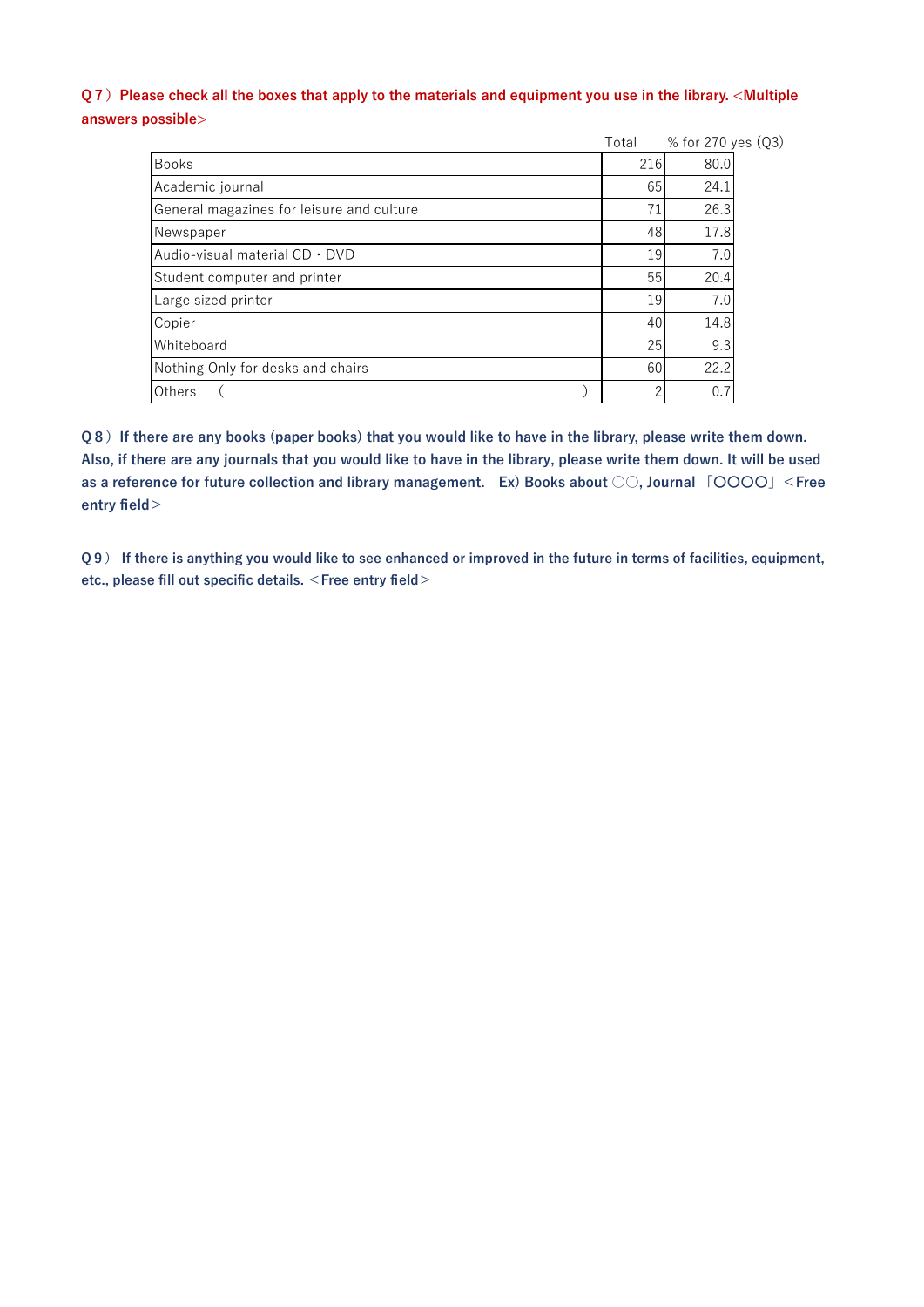**Q７）Please check all the boxes that apply to the materials and equipment you use in the library. <Multiple answers possible>**

| | Total | % for 270 yes (Q3) |
|---|---|---|
| Books | 216 | 80.0 |
| Academic journal | 65 | 24.1 |
| General magazines for leisure and culture | 71 | 26.3 |
| Newspaper | 48 | 17.8 |
| Audio-visual material CD・DVD | 19 | 7.0 |
| Student computer and printer | 55 | 20.4 |
| Large sized printer | 19 | 7.0 |
| Copier | 40 | 14.8 |
| Whiteboard | 25 | 9.3 |
| Nothing Only for desks and chairs | 60 | 22.2 |
| Others （ ） | 2 | 0.7 |

**Q８）If there are any books (paper books) that you would like to have in the library, please write them down. Also, if there are any journals that you would like to have in the library, please write them down. It will be used as a reference for future collection and library management.　Ex) Books about ○○, Journal 「OOOO」＜Free entry field＞**

**Q９） If there is anything you would like to see enhanced or improved in the future in terms of facilities, equipment, etc., please fill out specific details. ＜Free entry field＞**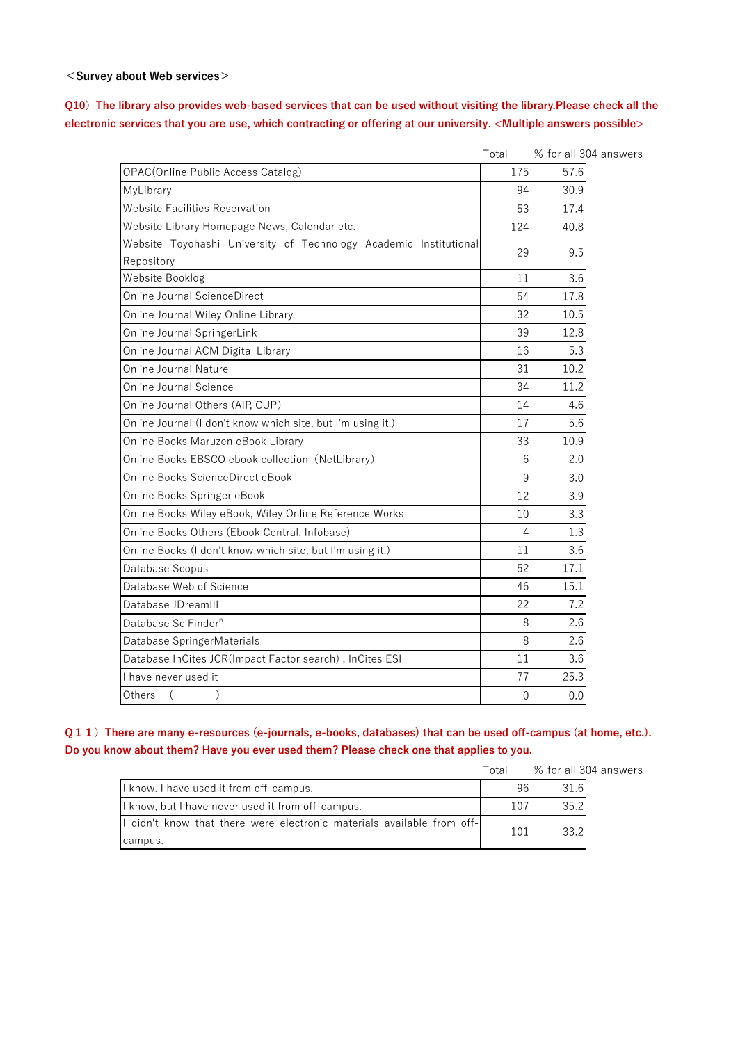＜**Survey about Web services**＞

**Q10）The library also provides web-based services that can be used without visiting the library.Please check all the electronic services that you are use, which contracting or offering at our university. <Multiple answers possible>**

| | Total | % for all 304 answers |
|---|---|---|
| OPAC(Online Public Access Catalog) | 175 | 57.6 |
| MyLibrary | 94 | 30.9 |
| Website Facilities Reservation | 53 | 17.4 |
| Website Library Homepage News, Calendar etc. | 124 | 40.8 |
| Website Toyohashi University of Technology Academic Institutional Repository | 29 | 9.5 |
| Website Booklog | 11 | 3.6 |
| Online Journal ScienceDirect | 54 | 17.8 |
| Online Journal Wiley Online Library | 32 | 10.5 |
| Online Journal SpringerLink | 39 | 12.8 |
| Online Journal ACM Digital Library | 16 | 5.3 |
| Online Journal Nature | 31 | 10.2 |
| Online Journal Science | 34 | 11.2 |
| Online Journal Others (AIP, CUP) | 14 | 4.6 |
| Online Journal (I don't know which site, but I'm using it.) | 17 | 5.6 |
| Online Books Maruzen eBook Library | 33 | 10.9 |
| Online Books EBSCO ebook collection（NetLibrary） | 6 | 2.0 |
| Online Books ScienceDirect eBook | 9 | 3.0 |
| Online Books Springer eBook | 12 | 3.9 |
| Online Books Wiley eBook, Wiley Online Reference Works | 10 | 3.3 |
| Online Books Others (Ebook Central, Infobase) | 4 | 1.3 |
| Online Books (I don't know which site, but I'm using it.) | 11 | 3.6 |
| Database Scopus | 52 | 17.1 |
| Database Web of Science | 46 | 15.1 |
| Database JDreamIII | 22 | 7.2 |
| Database SciFinder$^n$ | 8 | 2.6 |
| Database SpringerMaterials | 8 | 2.6 |
| Database InCites JCR(Impact Factor search) , InCites ESI | 11 | 3.6 |
| I have never used it | 77 | 25.3 |
| Others　(　　　) | 0 | 0.0 |

**Q１１）There are many e-resources (e-journals, e-books, databases) that can be used off-campus (at home, etc.). Do you know about them? Have you ever used them? Please check one that applies to you.**

| | Total | % for all 304 answers |
|---|---|---|
| I know. I have used it from off-campus. | 96 | 31.6 |
| I know, but I have never used it from off-campus. | 107 | 35.2 |
| I didn't know that there were electronic materials available from off-campus. | 101 | 33.2 |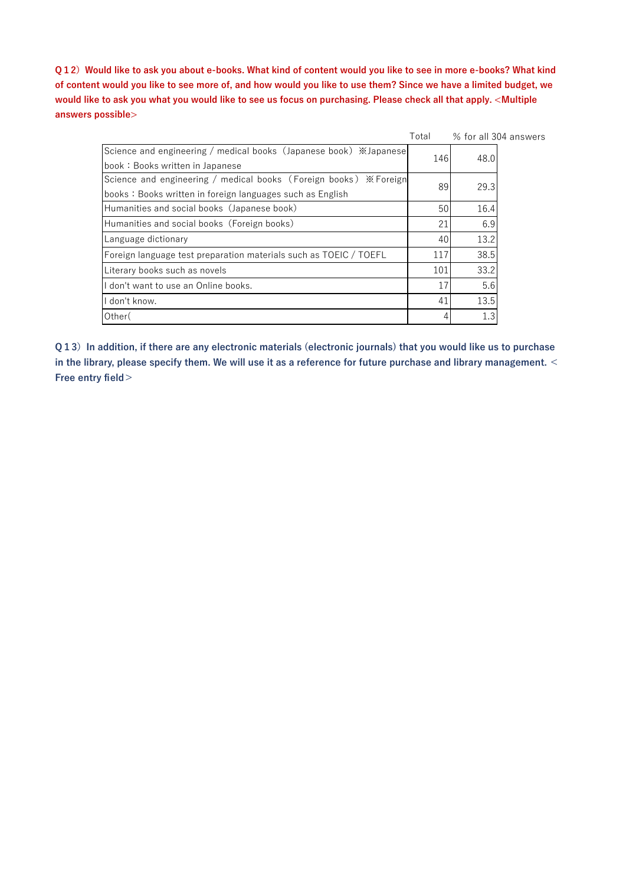**Q１2）Would like to ask you about e-books. What kind of content would you like to see in more e-books? What kind of content would you like to see more of, and how would you like to use them? Since we have a limited budget, we would like to ask you what you would like to see us focus on purchasing. Please check all that apply. <Multiple answers possible>**

| | Total | % for all 304 answers |
|---|---|---|
| Science and engineering / medical books（Japanese book） ※Japanese book：Books written in Japanese | 146 | 48.0 |
| Science and engineering / medical books （Foreign books） ※Foreign books：Books written in foreign languages such as English | 89 | 29.3 |
| Humanities and social books（Japanese book） | 50 | 16.4 |
| Humanities and social books（Foreign books） | 21 | 6.9 |
| Language dictionary | 40 | 13.2 |
| Foreign language test preparation materials such as TOEIC / TOEFL | 117 | 38.5 |
| Literary books such as novels | 101 | 33.2 |
| I don't want to use an Online books. | 17 | 5.6 |
| I don't know. | 41 | 13.5 |
| Other( | 4 | 1.3 |

**Q１3）In addition, if there are any electronic materials (electronic journals) that you would like us to purchase in the library, please specify them. We will use it as a reference for future purchase and library management. ＜Free entry field＞**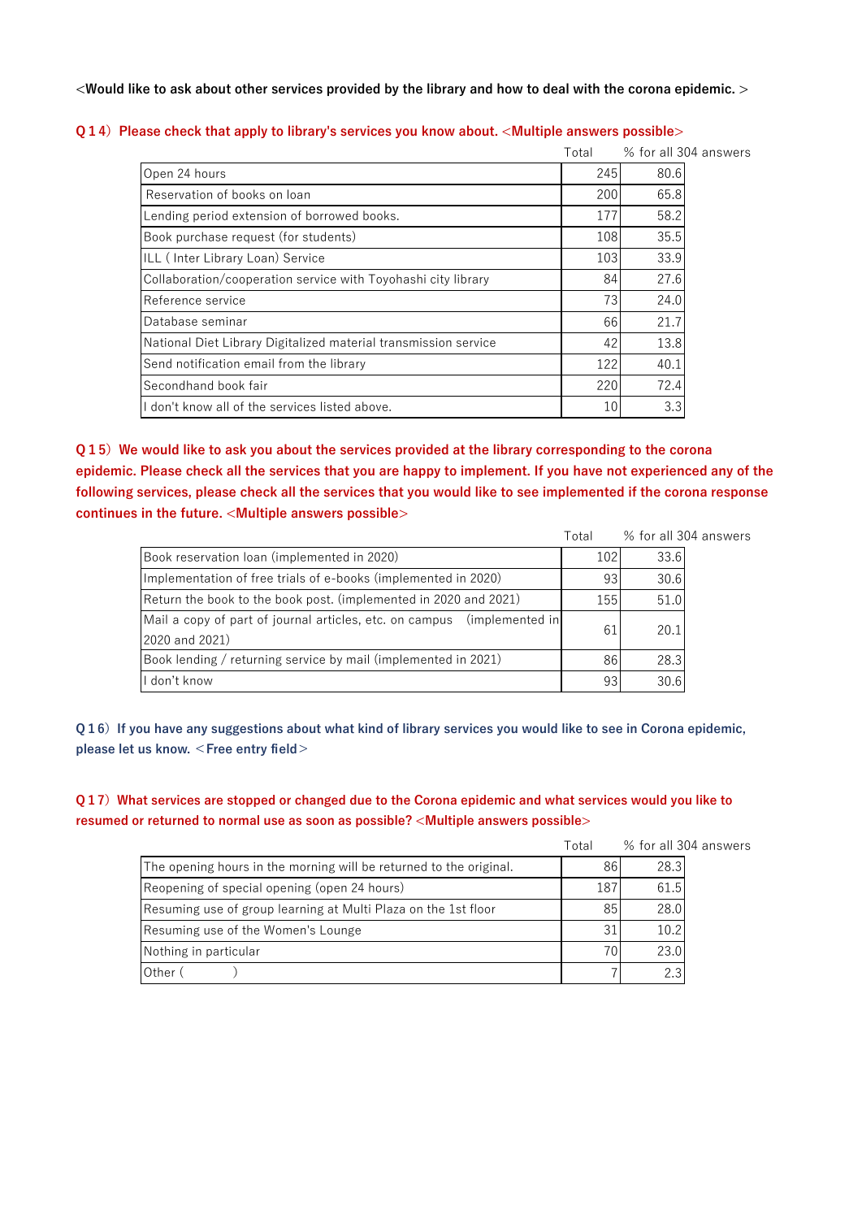**<Would like to ask about other services provided by the library and how to deal with the corona epidemic. >**

**Q14) Please check that apply to library's services you know about. <Multiple answers possible>**

| | Total | % for all 304 answers |
|---|---|---|
| Open 24 hours | 245 | 80.6 |
| Reservation of books on loan | 200 | 65.8 |
| Lending period extension of borrowed books. | 177 | 58.2 |
| Book purchase request (for students) | 108 | 35.5 |
| ILL ( Inter Library Loan) Service | 103 | 33.9 |
| Collaboration/cooperation service with Toyohashi city library | 84 | 27.6 |
| Reference service | 73 | 24.0 |
| Database seminar | 66 | 21.7 |
| National Diet Library Digitalized material transmission service | 42 | 13.8 |
| Send notification email from the library | 122 | 40.1 |
| Secondhand book fair | 220 | 72.4 |
| I don't know all of the services listed above. | 10 | 3.3 |

**Q15) We would like to ask you about the services provided at the library corresponding to the corona epidemic. Please check all the services that you are happy to implement. If you have not experienced any of the following services, please check all the services that you would like to see implemented if the corona response continues in the future. <Multiple answers possible>**

| | Total | % for all 304 answers |
|---|---|---|
| Book reservation loan (implemented in 2020) | 102 | 33.6 |
| Implementation of free trials of e-books (implemented in 2020) | 93 | 30.6 |
| Return the book to the book post. (implemented in 2020 and 2021) | 155 | 51.0 |
| Mail a copy of part of journal articles, etc. on campus (implemented in 2020 and 2021) | 61 | 20.1 |
| Book lending / returning service by mail (implemented in 2021) | 86 | 28.3 |
| I don't know | 93 | 30.6 |

**Q16) If you have any suggestions about what kind of library services you would like to see in Corona epidemic, please let us know. <Free entry field>**

**Q17) What services are stopped or changed due to the Corona epidemic and what services would you like to resumed or returned to normal use as soon as possible? <Multiple answers possible>**

| | Total | % for all 304 answers |
|---|---|---|
| The opening hours in the morning will be returned to the original. | 86 | 28.3 |
| Reopening of special opening (open 24 hours) | 187 | 61.5 |
| Resuming use of group learning at Multi Plaza on the 1st floor | 85 | 28.0 |
| Resuming use of the Women's Lounge | 31 | 10.2 |
| Nothing in particular | 70 | 23.0 |
| Other (　　　) | 7 | 2.3 |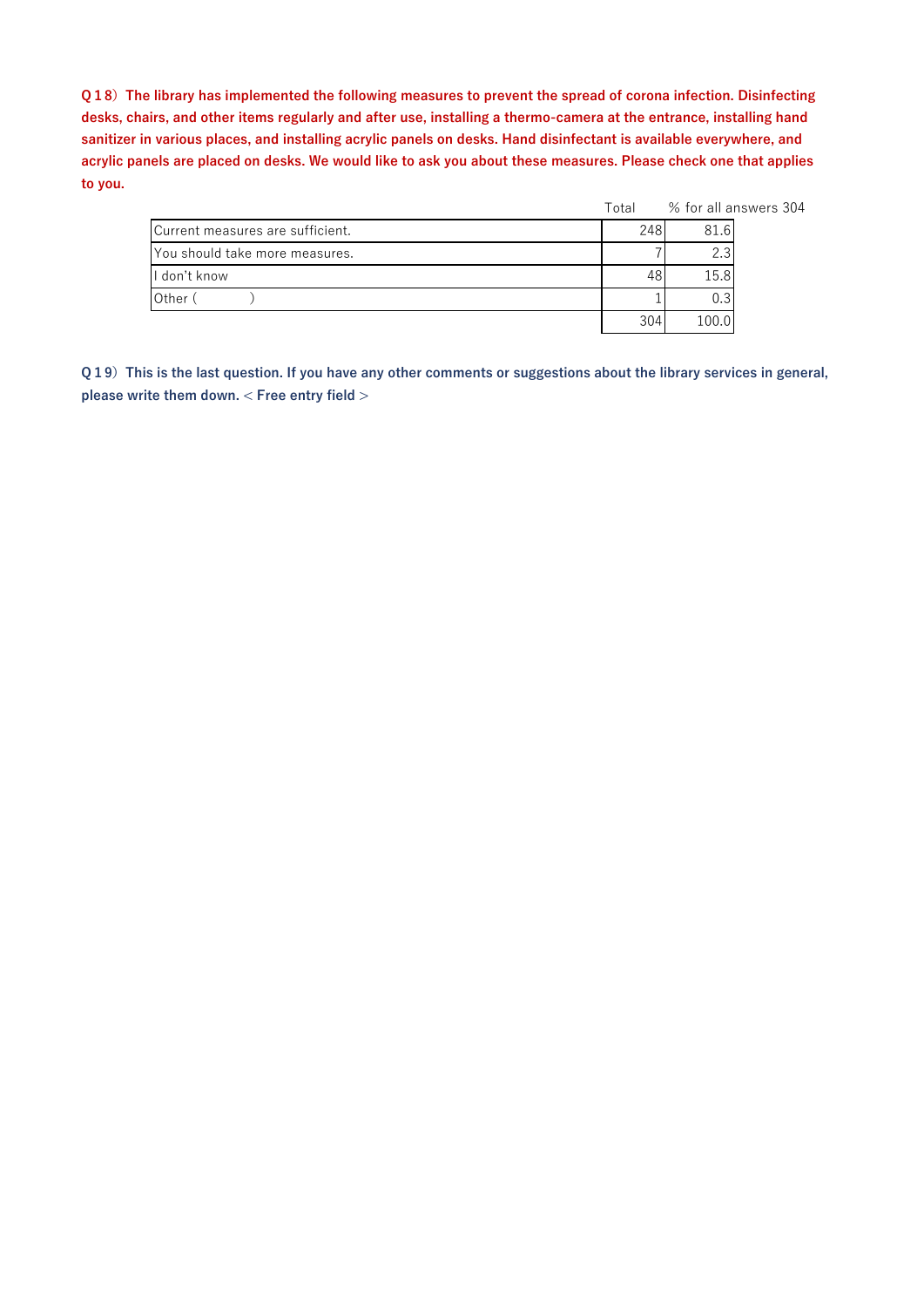**Q18) The library has implemented the following measures to prevent the spread of corona infection. Disinfecting desks, chairs, and other items regularly and after use, installing a thermo-camera at the entrance, installing hand sanitizer in various places, and installing acrylic panels on desks. Hand disinfectant is available everywhere, and acrylic panels are placed on desks. We would like to ask you about these measures. Please check one that applies to you.**

| | Total | % for all answers 304 |
|---|---|---|
| Current measures are sufficient. | 248 | 81.6 |
| You should take more measures. | 7 | 2.3 |
| I don't know | 48 | 15.8 |
| Other ( ) | 1 | 0.3 |
| | 304 | 100.0 |

**Q19) This is the last question. If you have any other comments or suggestions about the library services in general, please write them down. < Free entry field >**